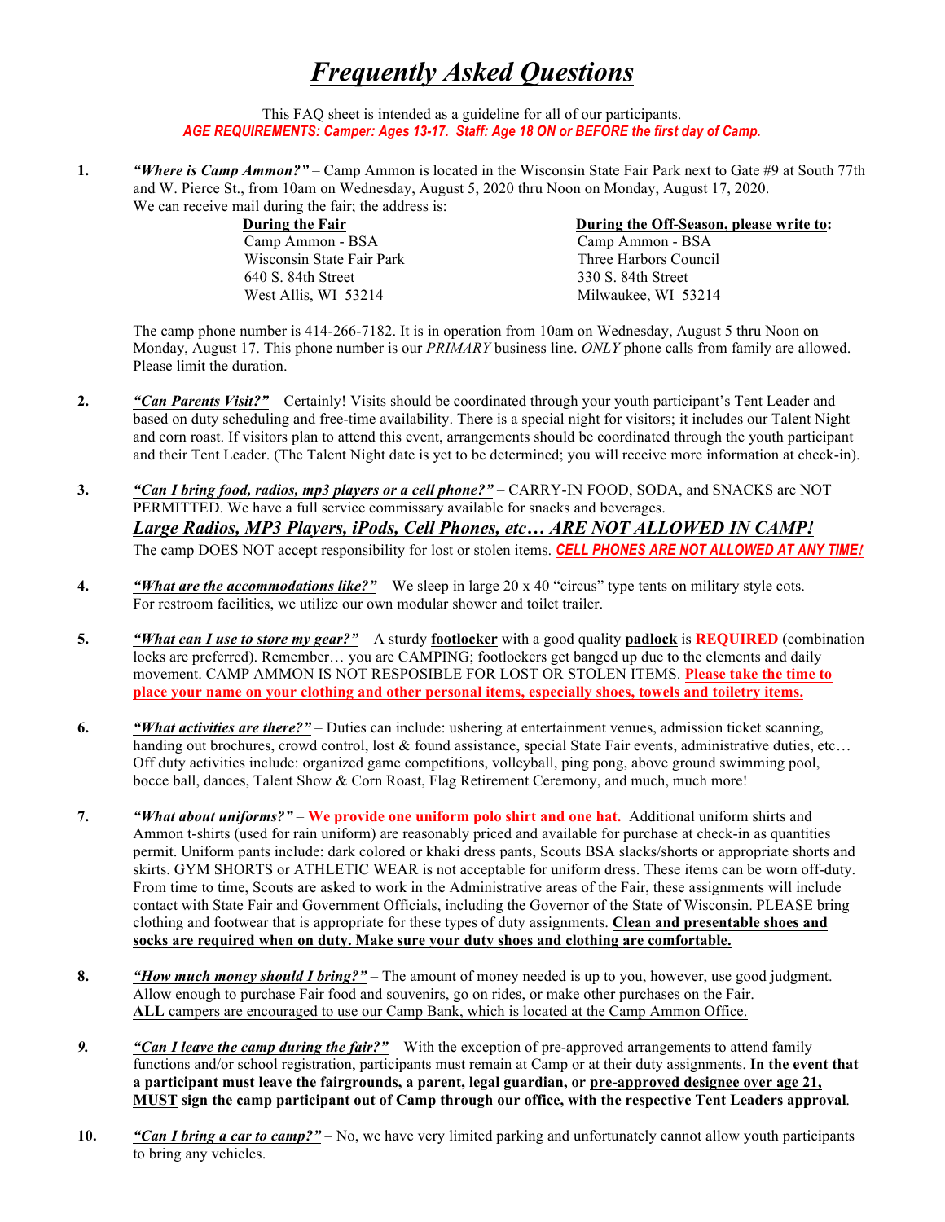# ***Frequently Asked Questions***

This FAQ sheet is intended as a guideline for all of our participants.

***AGE REQUIREMENTS: Camper: Ages 13-17. Staff: Age 18 ON or BEFORE the first day of Camp.***

1. ***"Where is Camp Ammon?"*** – Camp Ammon is located in the Wisconsin State Fair Park next to Gate #9 at South 77th and W. Pierce St., from 10am on Wednesday, August 5, 2020 thru Noon on Monday, August 17, 2020. We can receive mail during the fair; the address is:

   **During the Fair**
   Camp Ammon - BSA
   Wisconsin State Fair Park
   640 S. 84th Street
   West Allis, WI 53214

   **During the Off-Season, please write to:**
   Camp Ammon - BSA
   Three Harbors Council
   330 S. 84th Street
   Milwaukee, WI 53214

   The camp phone number is 414-266-7182. It is in operation from 10am on Wednesday, August 5 thru Noon on Monday, August 17. This phone number is our *PRIMARY* business line. *ONLY* phone calls from family are allowed. Please limit the duration.

2. ***"Can Parents Visit?"*** – Certainly! Visits should be coordinated through your youth participant's Tent Leader and based on duty scheduling and free-time availability. There is a special night for visitors; it includes our Talent Night and corn roast. If visitors plan to attend this event, arrangements should be coordinated through the youth participant and their Tent Leader. (The Talent Night date is yet to be determined; you will receive more information at check-in).

3. ***"Can I bring food, radios, mp3 players or a cell phone?"*** – CARRY-IN FOOD, SODA, and SNACKS are NOT PERMITTED. We have a full service commissary available for snacks and beverages.

   ***Large Radios, MP3 Players, iPods, Cell Phones, etc… ARE NOT ALLOWED IN CAMP!***

   The camp DOES NOT accept responsibility for lost or stolen items. ***CELL PHONES ARE NOT ALLOWED AT ANY TIME!***

4. ***"What are the accommodations like?"*** – We sleep in large 20 x 40 "circus" type tents on military style cots. For restroom facilities, we utilize our own modular shower and toilet trailer.

5. ***"What can I use to store my gear?"*** – A sturdy **footlocker** with a good quality **padlock** is **REQUIRED** (combination locks are preferred). Remember… you are CAMPING; footlockers get banged up due to the elements and daily movement. CAMP AMMON IS NOT RESPOSIBLE FOR LOST OR STOLEN ITEMS. **Please take the time to place your name on your clothing and other personal items, especially shoes, towels and toiletry items.**

6. ***"What activities are there?"*** – Duties can include: ushering at entertainment venues, admission ticket scanning, handing out brochures, crowd control, lost & found assistance, special State Fair events, administrative duties, etc… Off duty activities include: organized game competitions, volleyball, ping pong, above ground swimming pool, bocce ball, dances, Talent Show & Corn Roast, Flag Retirement Ceremony, and much, much more!

7. ***"What about uniforms?"*** – **We provide one uniform polo shirt and one hat.** Additional uniform shirts and Ammon t-shirts (used for rain uniform) are reasonably priced and available for purchase at check-in as quantities permit. Uniform pants include: dark colored or khaki dress pants, Scouts BSA slacks/shorts or appropriate shorts and skirts. GYM SHORTS or ATHLETIC WEAR is not acceptable for uniform dress. These items can be worn off-duty. From time to time, Scouts are asked to work in the Administrative areas of the Fair, these assignments will include contact with State Fair and Government Officials, including the Governor of the State of Wisconsin. PLEASE bring clothing and footwear that is appropriate for these types of duty assignments. **Clean and presentable shoes and socks are required when on duty. Make sure your duty shoes and clothing are comfortable.**

8. ***"How much money should I bring?"*** – The amount of money needed is up to you, however, use good judgment. Allow enough to purchase Fair food and souvenirs, go on rides, or make other purchases on the Fair. **ALL** campers are encouraged to use our Camp Bank, which is located at the Camp Ammon Office.

9. ***"Can I leave the camp during the fair?"*** – With the exception of pre-approved arrangements to attend family functions and/or school registration, participants must remain at Camp or at their duty assignments. **In the event that a participant must leave the fairgrounds, a parent, legal guardian, or pre-approved designee over age 21, MUST sign the camp participant out of Camp through our office, with the respective Tent Leaders approval**.

10. ***"Can I bring a car to camp?"*** – No, we have very limited parking and unfortunately cannot allow youth participants to bring any vehicles.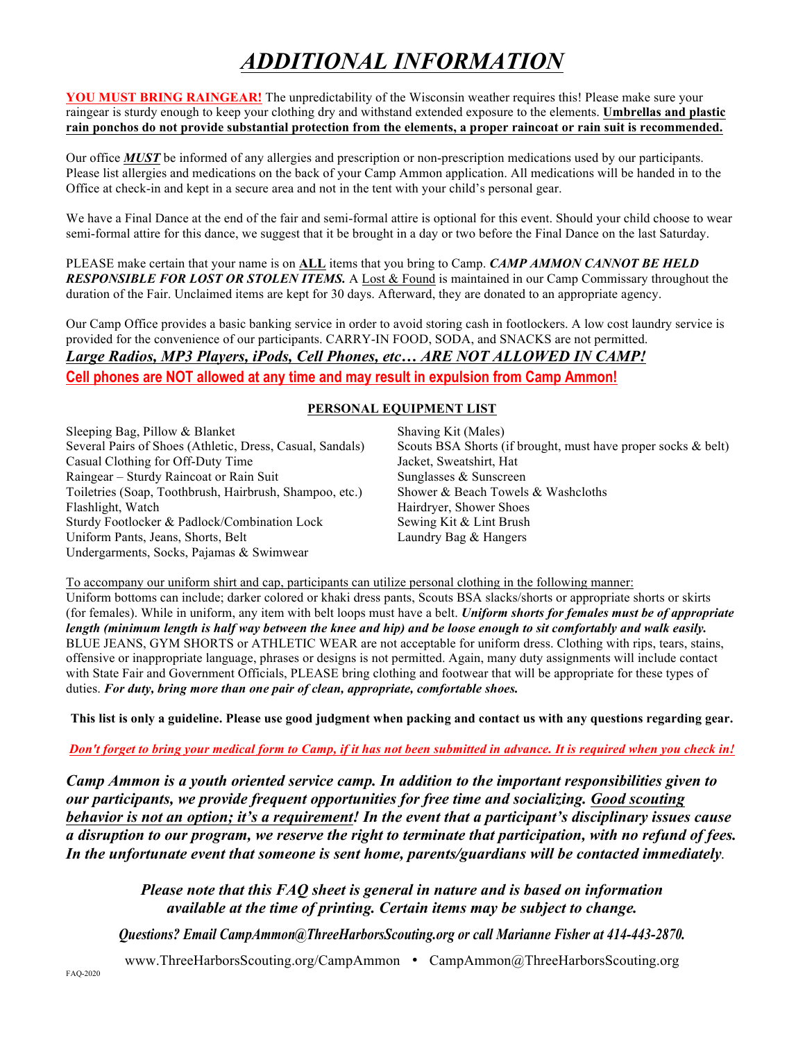# *ADDITIONAL INFORMATION*

**YOU MUST BRING RAINGEAR!** The unpredictability of the Wisconsin weather requires this! Please make sure your raingear is sturdy enough to keep your clothing dry and withstand extended exposure to the elements. **Umbrellas and plastic rain ponchos do not provide substantial protection from the elements, a proper raincoat or rain suit is recommended.**

Our office ***MUST*** be informed of any allergies and prescription or non-prescription medications used by our participants. Please list allergies and medications on the back of your Camp Ammon application. All medications will be handed in to the Office at check-in and kept in a secure area and not in the tent with your child's personal gear.

We have a Final Dance at the end of the fair and semi-formal attire is optional for this event. Should your child choose to wear semi-formal attire for this dance, we suggest that it be brought in a day or two before the Final Dance on the last Saturday.

PLEASE make certain that your name is on **ALL** items that you bring to Camp. ***CAMP AMMON CANNOT BE HELD RESPONSIBLE FOR LOST OR STOLEN ITEMS.*** A Lost & Found is maintained in our Camp Commissary throughout the duration of the Fair. Unclaimed items are kept for 30 days. Afterward, they are donated to an appropriate agency.

Our Camp Office provides a basic banking service in order to avoid storing cash in footlockers. A low cost laundry service is provided for the convenience of our participants. CARRY-IN FOOD, SODA, and SNACKS are not permitted.

***Large Radios, MP3 Players, iPods, Cell Phones, etc… ARE NOT ALLOWED IN CAMP!***

**Cell phones are NOT allowed at any time and may result in expulsion from Camp Ammon!**

**PERSONAL EQUIPMENT LIST**

- Sleeping Bag, Pillow & Blanket
- Several Pairs of Shoes (Athletic, Dress, Casual, Sandals)
- Casual Clothing for Off-Duty Time
- Raingear – Sturdy Raincoat or Rain Suit
- Toiletries (Soap, Toothbrush, Hairbrush, Shampoo, etc.)
- Flashlight, Watch
- Sturdy Footlocker & Padlock/Combination Lock
- Uniform Pants, Jeans, Shorts, Belt
- Undergarments, Socks, Pajamas & Swimwear
- Shaving Kit (Males)
- Scouts BSA Shorts (if brought, must have proper socks & belt)
- Jacket, Sweatshirt, Hat
- Sunglasses & Sunscreen
- Shower & Beach Towels & Washcloths
- Hairdryer, Shower Shoes
- Sewing Kit & Lint Brush
- Laundry Bag & Hangers

To accompany our uniform shirt and cap, participants can utilize personal clothing in the following manner:
Uniform bottoms can include; darker colored or khaki dress pants, Scouts BSA slacks/shorts or appropriate shorts or skirts (for females). While in uniform, any item with belt loops must have a belt. ***Uniform shorts for females must be of appropriate length (minimum length is half way between the knee and hip) and be loose enough to sit comfortably and walk easily.*** BLUE JEANS, GYM SHORTS or ATHLETIC WEAR are not acceptable for uniform dress. Clothing with rips, tears, stains, offensive or inappropriate language, phrases or designs is not permitted. Again, many duty assignments will include contact with State Fair and Government Officials, PLEASE bring clothing and footwear that will be appropriate for these types of duties. ***For duty, bring more than one pair of clean, appropriate, comfortable shoes.***

**This list is only a guideline. Please use good judgment when packing and contact us with any questions regarding gear.**

*Don't forget to bring your medical form to Camp, if it has not been submitted in advance. It is required when you check in!*

***Camp Ammon is a youth oriented service camp. In addition to the important responsibilities given to our participants, we provide frequent opportunities for free time and socializing. Good scouting behavior is not an option; it's a requirement! In the event that a participant's disciplinary issues cause a disruption to our program, we reserve the right to terminate that participation, with no refund of fees. In the unfortunate event that someone is sent home, parents/guardians will be contacted immediately.***

***Please note that this FAQ sheet is general in nature and is based on information available at the time of printing. Certain items may be subject to change.***

***Questions? Email CampAmmon@ThreeHarborsScouting.org or call Marianne Fisher at 414-443-2870.***

www.ThreeHarborsScouting.org/CampAmmon • CampAmmon@ThreeHarborsScouting.org

FAQ-2020